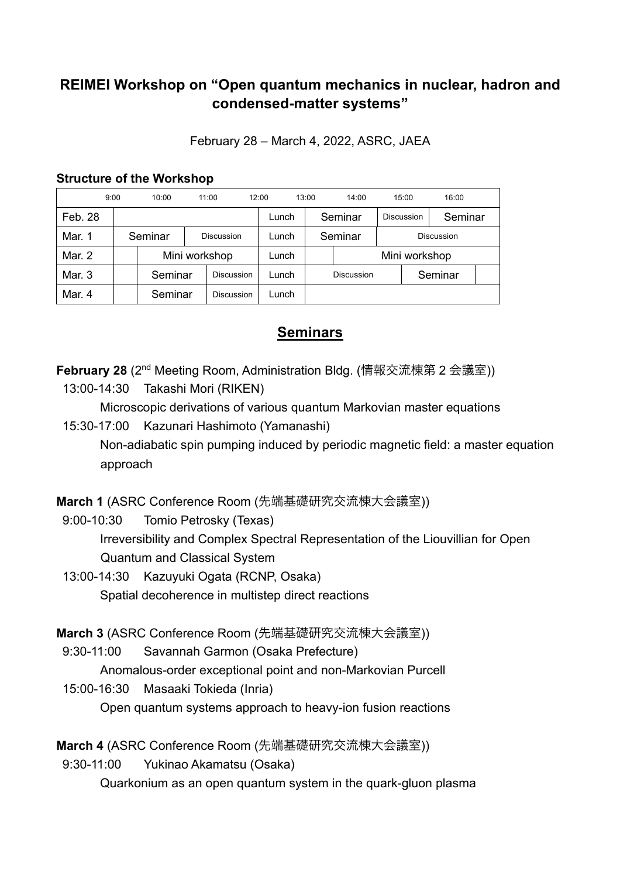# REIMEI Workshop on "Open quantum mechanics in nuclear, hadron and condensed-matter systems"

February 28 – March 4, 2022, ASRC, JAEA

**Structure of the Workshop**

| | 9:00 | 10:00 | 11:00 | 12:00 | 13:00 | 14:00 | 15:00 | 16:00 |
|---|---|---|---|---|---|---|---|---|
| Feb. 28 | | | | Lunch | Seminar | | Discussion | Seminar |
| Mar. 1 | Seminar | | Discussion | Lunch | Seminar | | Discussion | |
| Mar. 2 | | Mini workshop | | Lunch | | Mini workshop | | |
| Mar. 3 | | Seminar | Discussion | Lunch | Discussion | | Seminar | |
| Mar. 4 | | Seminar | Discussion | Lunch | | | | |

## Seminars

**February 28** (2nd Meeting Room, Administration Bldg. (情報交流棟第 2 会議室))

13:00-14:30 Takashi Mori (RIKEN)
Microscopic derivations of various quantum Markovian master equations

15:30-17:00 Kazunari Hashimoto (Yamanashi)
Non-adiabatic spin pumping induced by periodic magnetic field: a master equation approach

**March 1** (ASRC Conference Room (先端基礎研究交流棟大会議室))

9:00-10:30 Tomio Petrosky (Texas)
Irreversibility and Complex Spectral Representation of the Liouvillian for Open Quantum and Classical System

13:00-14:30 Kazuyuki Ogata (RCNP, Osaka)
Spatial decoherence in multistep direct reactions

**March 3** (ASRC Conference Room (先端基礎研究交流棟大会議室))

9:30-11:00 Savannah Garmon (Osaka Prefecture)
Anomalous-order exceptional point and non-Markovian Purcell

15:00-16:30 Masaaki Tokieda (Inria)
Open quantum systems approach to heavy-ion fusion reactions

**March 4** (ASRC Conference Room (先端基礎研究交流棟大会議室))

9:30-11:00 Yukinao Akamatsu (Osaka)
Quarkonium as an open quantum system in the quark-gluon plasma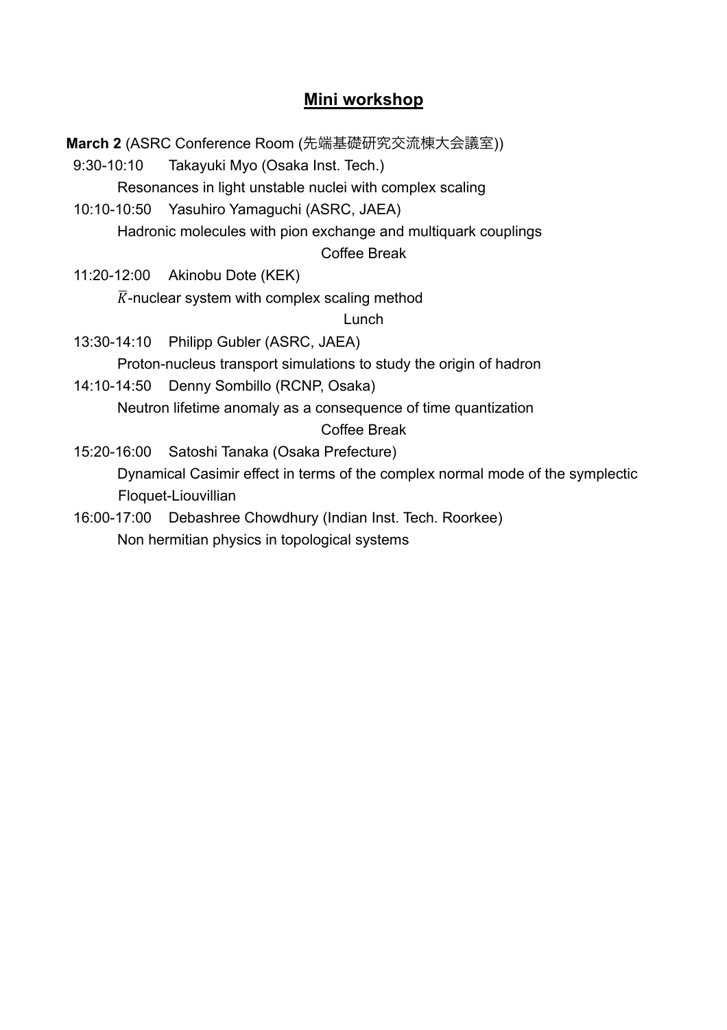# Mini workshop

**March 2** (ASRC Conference Room (先端基礎研究交流棟大会議室))

9:30-10:10 Takayuki Myo (Osaka Inst. Tech.)
Resonances in light unstable nuclei with complex scaling

10:10-10:50 Yasuhiro Yamaguchi (ASRC, JAEA)
Hadronic molecules with pion exchange and multiquark couplings

Coffee Break

11:20-12:00 Akinobu Dote (KEK)
$\bar{K}$-nuclear system with complex scaling method

Lunch

13:30-14:10 Philipp Gubler (ASRC, JAEA)
Proton-nucleus transport simulations to study the origin of hadron

14:10-14:50 Denny Sombillo (RCNP, Osaka)
Neutron lifetime anomaly as a consequence of time quantization

Coffee Break

15:20-16:00 Satoshi Tanaka (Osaka Prefecture)
Dynamical Casimir effect in terms of the complex normal mode of the symplectic Floquet-Liouvillian

16:00-17:00 Debashree Chowdhury (Indian Inst. Tech. Roorkee)
Non hermitian physics in topological systems